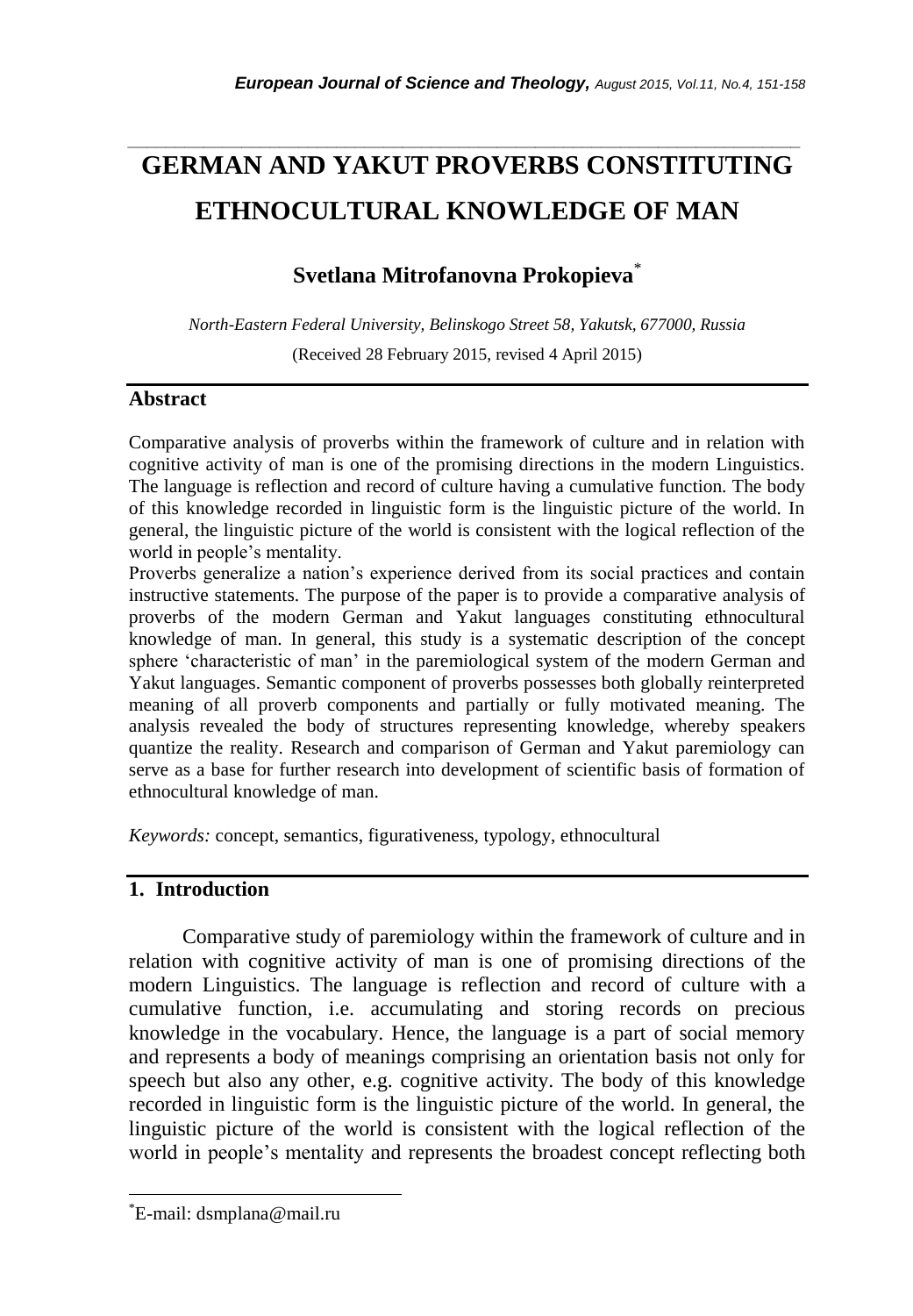# GERMAN AND YAKUT PROVERBS CONSTITUTING ETHNOCULTURAL KNOWLEDGE OF MAN

**Svetlana Mitrofanovna Prokopieva***

*North-Eastern Federal University, Belinskogo Street 58, Yakutsk, 677000, Russia*

(Received 28 February 2015, revised 4 April 2015)

## Abstract

Comparative analysis of proverbs within the framework of culture and in relation with cognitive activity of man is one of the promising directions in the modern Linguistics. The language is reflection and record of culture having a cumulative function. The body of this knowledge recorded in linguistic form is the linguistic picture of the world. In general, the linguistic picture of the world is consistent with the logical reflection of the world in people's mentality.

Proverbs generalize a nation's experience derived from its social practices and contain instructive statements. The purpose of the paper is to provide a comparative analysis of proverbs of the modern German and Yakut languages constituting ethnocultural knowledge of man. In general, this study is a systematic description of the concept sphere 'characteristic of man' in the paremiological system of the modern German and Yakut languages. Semantic component of proverbs possesses both globally reinterpreted meaning of all proverb components and partially or fully motivated meaning. The analysis revealed the body of structures representing knowledge, whereby speakers quantize the reality. Research and comparison of German and Yakut paremiology can serve as a base for further research into development of scientific basis of formation of ethnocultural knowledge of man.

*Keywords:* concept, semantics, figurativeness, typology, ethnocultural

## 1. Introduction

Comparative study of paremiology within the framework of culture and in relation with cognitive activity of man is one of promising directions of the modern Linguistics. The language is reflection and record of culture with a cumulative function, i.e. accumulating and storing records on precious knowledge in the vocabulary. Hence, the language is a part of social memory and represents a body of meanings comprising an orientation basis not only for speech but also any other, e.g. cognitive activity. The body of this knowledge recorded in linguistic form is the linguistic picture of the world. In general, the linguistic picture of the world is consistent with the logical reflection of the world in people's mentality and represents the broadest concept reflecting both

*E-mail: dsmplana@mail.ru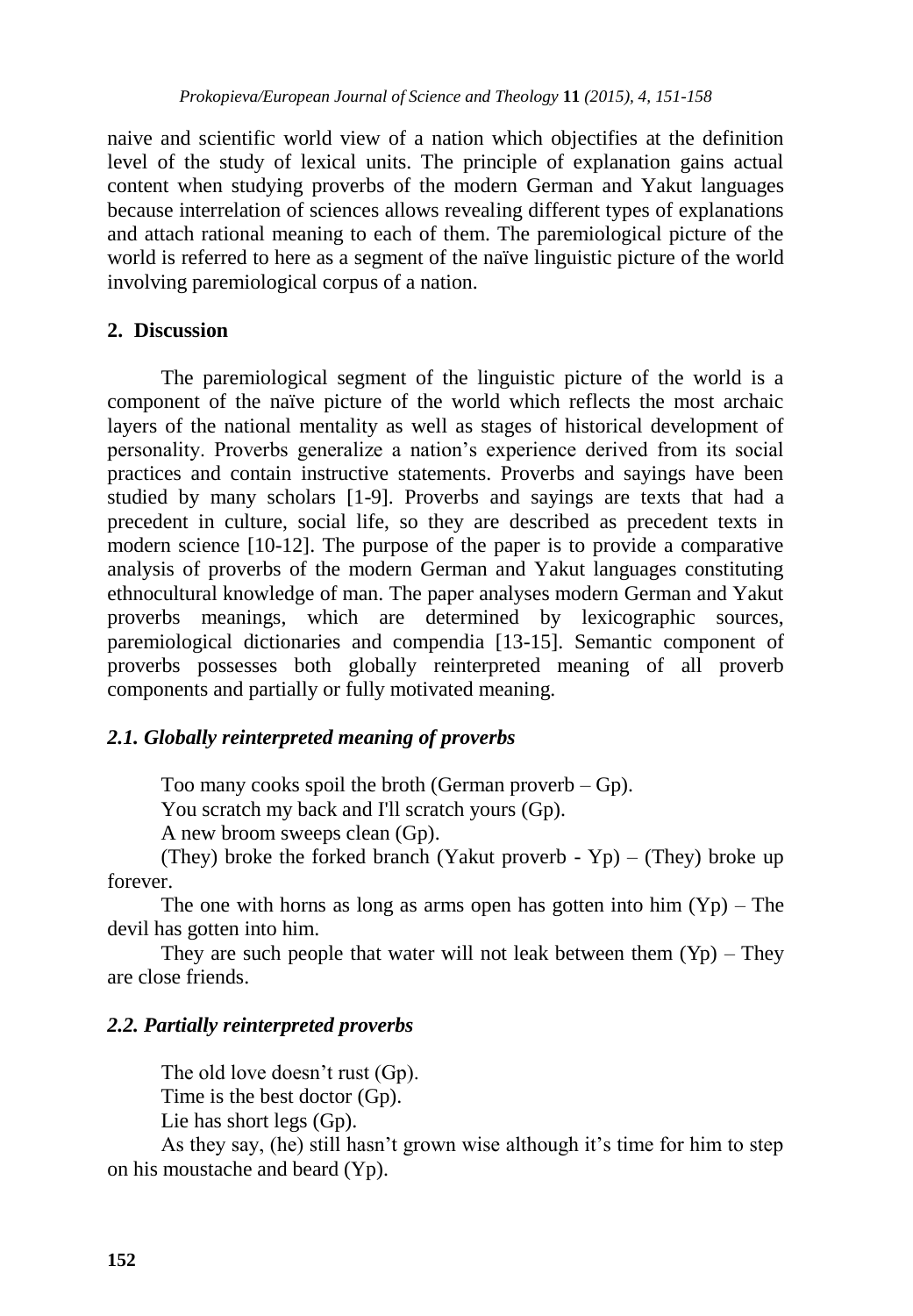naive and scientific world view of a nation which objectifies at the definition level of the study of lexical units. The principle of explanation gains actual content when studying proverbs of the modern German and Yakut languages because interrelation of sciences allows revealing different types of explanations and attach rational meaning to each of them. The paremiological picture of the world is referred to here as a segment of the naïve linguistic picture of the world involving paremiological corpus of a nation.

## 2. Discussion

The paremiological segment of the linguistic picture of the world is a component of the naïve picture of the world which reflects the most archaic layers of the national mentality as well as stages of historical development of personality. Proverbs generalize a nation's experience derived from its social practices and contain instructive statements. Proverbs and sayings have been studied by many scholars [1-9]. Proverbs and sayings are texts that had a precedent in culture, social life, so they are described as precedent texts in modern science [10-12]. The purpose of the paper is to provide a comparative analysis of proverbs of the modern German and Yakut languages constituting ethnocultural knowledge of man. The paper analyses modern German and Yakut proverbs meanings, which are determined by lexicographic sources, paremiological dictionaries and compendia [13-15]. Semantic component of proverbs possesses both globally reinterpreted meaning of all proverb components and partially or fully motivated meaning.

### *2.1. Globally reinterpreted meaning of proverbs*

Too many cooks spoil the broth (German proverb – Gp).

You scratch my back and I'll scratch yours (Gp).

A new broom sweeps clean (Gp).

(They) broke the forked branch (Yakut proverb - Yp) – (They) broke up forever.

The one with horns as long as arms open has gotten into him (Yp) – The devil has gotten into him.

They are such people that water will not leak between them (Yp) – They are close friends.

### *2.2. Partially reinterpreted proverbs*

The old love doesn't rust (Gp).

Time is the best doctor (Gp).

Lie has short legs (Gp).

As they say, (he) still hasn't grown wise although it's time for him to step on his moustache and beard (Yp).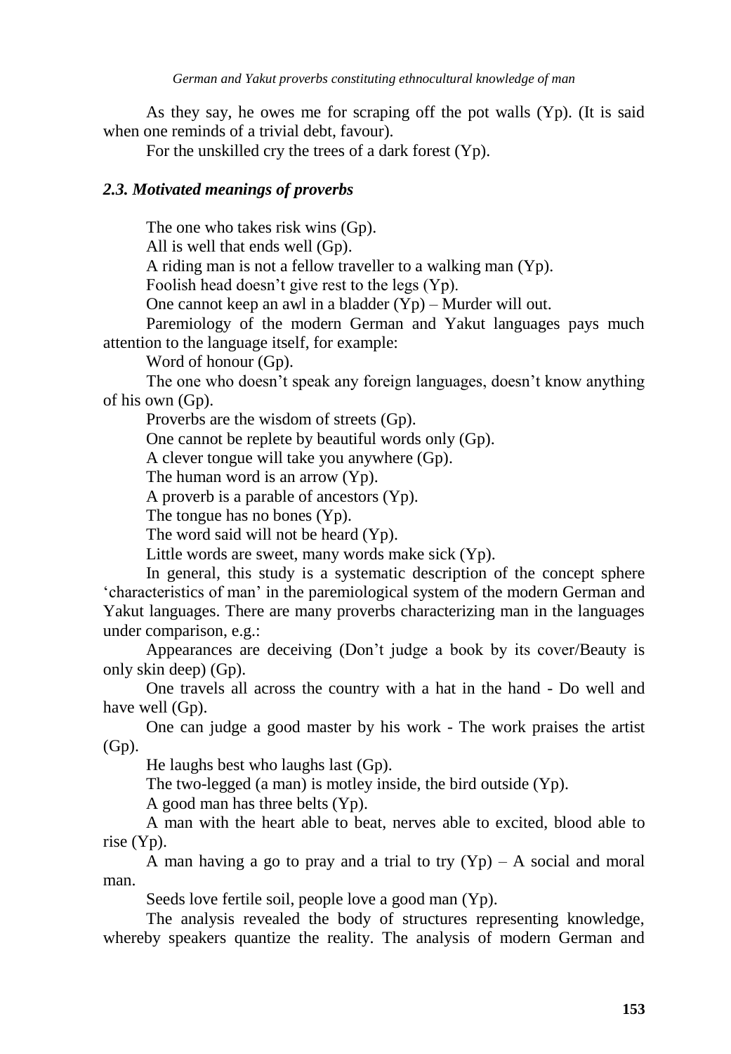As they say, he owes me for scraping off the pot walls (Yp). (It is said when one reminds of a trivial debt, favour).

For the unskilled cry the trees of a dark forest (Yp).

### *2.3. Motivated meanings of proverbs*

The one who takes risk wins (Gp).

All is well that ends well (Gp).

A riding man is not a fellow traveller to a walking man (Yp).

Foolish head doesn't give rest to the legs (Yp).

One cannot keep an awl in a bladder (Yp) – Murder will out.

Paremiology of the modern German and Yakut languages pays much attention to the language itself, for example:

Word of honour (Gp).

The one who doesn't speak any foreign languages, doesn't know anything of his own (Gp).

Proverbs are the wisdom of streets (Gp).

One cannot be replete by beautiful words only (Gp).

A clever tongue will take you anywhere (Gp).

The human word is an arrow (Yp).

A proverb is a parable of ancestors (Yp).

The tongue has no bones (Yp).

The word said will not be heard (Yp).

Little words are sweet, many words make sick (Yp).

In general, this study is a systematic description of the concept sphere 'characteristics of man' in the paremiological system of the modern German and Yakut languages. There are many proverbs characterizing man in the languages under comparison, e.g.:

Appearances are deceiving (Don't judge a book by its cover/Beauty is only skin deep) (Gp).

One travels all across the country with a hat in the hand - Do well and have well (Gp).

One can judge a good master by his work - The work praises the artist (Gp).

He laughs best who laughs last (Gp).

The two-legged (a man) is motley inside, the bird outside (Yp).

A good man has three belts (Yp).

A man with the heart able to beat, nerves able to excited, blood able to rise (Yp).

A man having a go to pray and a trial to try (Yp) – A social and moral man.

Seeds love fertile soil, people love a good man (Yp).

The analysis revealed the body of structures representing knowledge, whereby speakers quantize the reality. The analysis of modern German and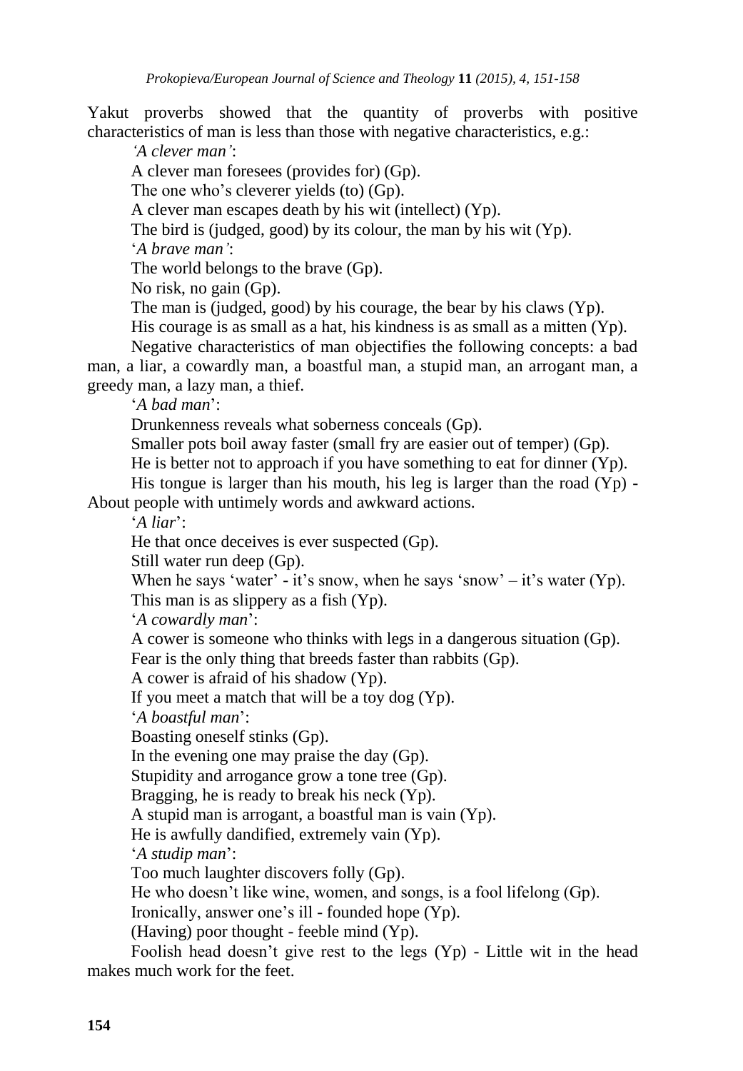Yakut proverbs showed that the quantity of proverbs with positive characteristics of man is less than those with negative characteristics, e.g.:

*'A clever man'*:

A clever man foresees (provides for) (Gp).

The one who's cleverer yields (to) (Gp).

A clever man escapes death by his wit (intellect) (Yp).

The bird is (judged, good) by its colour, the man by his wit (Yp).

'*A brave man'*:

The world belongs to the brave (Gp).

No risk, no gain (Gp).

The man is (judged, good) by his courage, the bear by his claws (Yp).

His courage is as small as a hat, his kindness is as small as a mitten (Yp).

Negative characteristics of man objectifies the following concepts: a bad man, a liar, a cowardly man, a boastful man, a stupid man, an arrogant man, a greedy man, a lazy man, a thief.

'*A bad man*':

Drunkenness reveals what soberness conceals (Gp).

Smaller pots boil away faster (small fry are easier out of temper) (Gp).

He is better not to approach if you have something to eat for dinner (Yp).

His tongue is larger than his mouth, his leg is larger than the road (Yp) - About people with untimely words and awkward actions.

'*A liar*':

He that once deceives is ever suspected (Gp).

Still water run deep (Gp).

When he says 'water' - it's snow, when he says 'snow' – it's water (Yp).

This man is as slippery as a fish (Yp).

'*A cowardly man*':

A cower is someone who thinks with legs in a dangerous situation (Gp).

Fear is the only thing that breeds faster than rabbits (Gp).

A cower is afraid of his shadow (Yp).

If you meet a match that will be a toy dog (Yp).

'*A boastful man*':

Boasting oneself stinks (Gp).

In the evening one may praise the day (Gp).

Stupidity and arrogance grow a tone tree (Gp).

Bragging, he is ready to break his neck (Yp).

A stupid man is arrogant, a boastful man is vain (Yp).

He is awfully dandified, extremely vain (Yp).

'*A studip man*':

Too much laughter discovers folly (Gp).

He who doesn't like wine, women, and songs, is a fool lifelong (Gp).

Ironically, answer one's ill - founded hope (Yp).

(Having) poor thought - feeble mind (Yp).

Foolish head doesn't give rest to the legs (Yp) - Little wit in the head makes much work for the feet.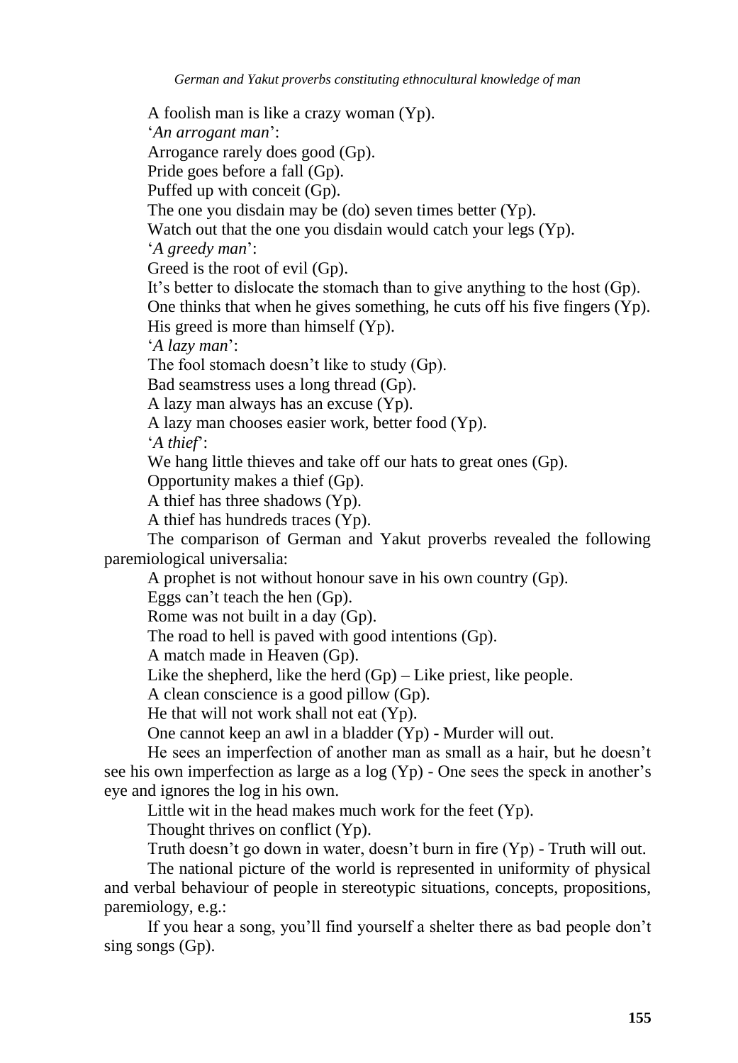A foolish man is like a crazy woman (Yp).

'*An arrogant man*':

Arrogance rarely does good (Gp).

Pride goes before a fall (Gp).

Puffed up with conceit (Gp).

The one you disdain may be (do) seven times better (Yp).

Watch out that the one you disdain would catch your legs (Yp).

'*A greedy man*':

Greed is the root of evil (Gp).

It's better to dislocate the stomach than to give anything to the host (Gp).

One thinks that when he gives something, he cuts off his five fingers (Yp).

His greed is more than himself (Yp).

'*A lazy man*':

The fool stomach doesn't like to study (Gp).

Bad seamstress uses a long thread (Gp).

A lazy man always has an excuse (Yp).

A lazy man chooses easier work, better food (Yp).

'*A thief*':

We hang little thieves and take off our hats to great ones (Gp).

Opportunity makes a thief (Gp).

A thief has three shadows (Yp).

A thief has hundreds traces (Yp).

The comparison of German and Yakut proverbs revealed the following paremiological universalia:

A prophet is not without honour save in his own country (Gp).

Eggs can't teach the hen (Gp).

Rome was not built in a day (Gp).

The road to hell is paved with good intentions (Gp).

A match made in Heaven (Gp).

Like the shepherd, like the herd (Gp) – Like priest, like people.

A clean conscience is a good pillow (Gp).

He that will not work shall not eat (Yp).

One cannot keep an awl in a bladder (Yp) - Murder will out.

He sees an imperfection of another man as small as a hair, but he doesn't see his own imperfection as large as a log (Yp) - One sees the speck in another's eye and ignores the log in his own.

Little wit in the head makes much work for the feet (Yp).

Thought thrives on conflict (Yp).

Truth doesn't go down in water, doesn't burn in fire (Yp) - Truth will out.

The national picture of the world is represented in uniformity of physical and verbal behaviour of people in stereotypic situations, concepts, propositions, paremiology, e.g.:

If you hear a song, you'll find yourself a shelter there as bad people don't sing songs (Gp).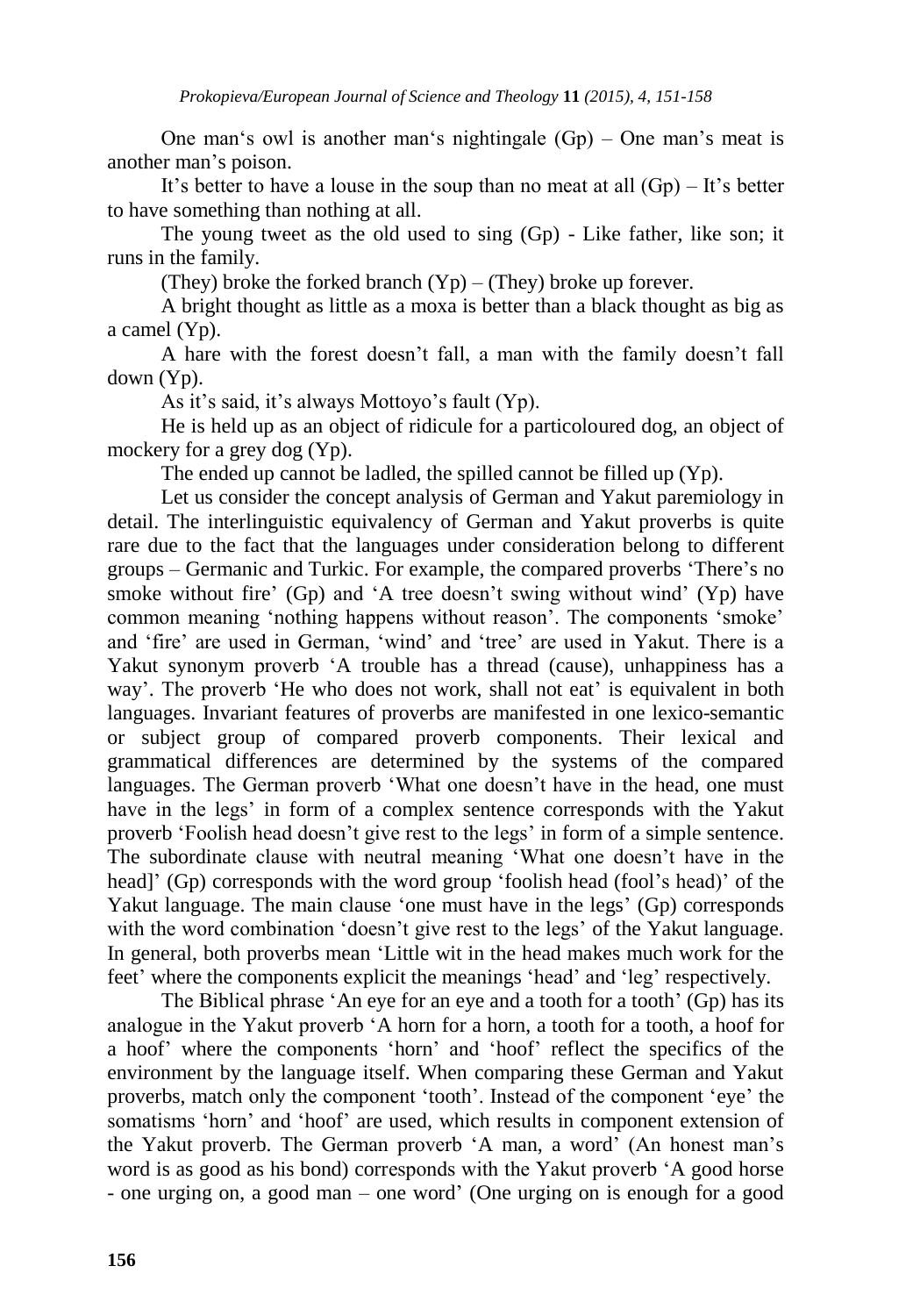One man‘s owl is another man‘s nightingale (Gp) – One man’s meat is another man’s poison.

It’s better to have a louse in the soup than no meat at all (Gp) – It’s better to have something than nothing at all.

The young tweet as the old used to sing (Gp) - Like father, like son; it runs in the family.

(They) broke the forked branch (Yp) – (They) broke up forever.

A bright thought as little as a moxa is better than a black thought as big as a camel (Yp).

A hare with the forest doesn’t fall, a man with the family doesn’t fall down (Yp).

As it’s said, it’s always Mottoyo’s fault (Yp).

He is held up as an object of ridicule for a particoloured dog, an object of mockery for a grey dog (Yp).

The ended up cannot be ladled, the spilled cannot be filled up (Yp).

Let us consider the concept analysis of German and Yakut paremiology in detail. The interlinguistic equivalency of German and Yakut proverbs is quite rare due to the fact that the languages under consideration belong to different groups – Germanic and Turkic. For example, the compared proverbs ‘There’s no smoke without fire’ (Gp) and ‘A tree doesn’t swing without wind’ (Yp) have common meaning ‘nothing happens without reason’. The components ‘smoke’ and ‘fire’ are used in German, ‘wind’ and ‘tree’ are used in Yakut. There is a Yakut synonym proverb ‘A trouble has a thread (cause), unhappiness has a way’. The proverb ‘He who does not work, shall not eat’ is equivalent in both languages. Invariant features of proverbs are manifested in one lexico-semantic or subject group of compared proverb components. Their lexical and grammatical differences are determined by the systems of the compared languages. The German proverb ‘What one doesn’t have in the head, one must have in the legs’ in form of a complex sentence corresponds with the Yakut proverb ‘Foolish head doesn’t give rest to the legs’ in form of a simple sentence. The subordinate clause with neutral meaning ‘What one doesn’t have in the head]’ (Gp) corresponds with the word group ‘foolish head (fool’s head)’ of the Yakut language. The main clause ‘one must have in the legs’ (Gp) corresponds with the word combination ‘doesn’t give rest to the legs’ of the Yakut language. In general, both proverbs mean ‘Little wit in the head makes much work for the feet’ where the components explicit the meanings ‘head’ and ‘leg’ respectively.

The Biblical phrase ‘An eye for an eye and a tooth for a tooth’ (Gp) has its analogue in the Yakut proverb ‘A horn for a horn, a tooth for a tooth, a hoof for a hoof’ where the components ‘horn’ and ‘hoof’ reflect the specifics of the environment by the language itself. When comparing these German and Yakut proverbs, match only the component ‘tooth’. Instead of the component ‘eye’ the somatisms ‘horn’ and ‘hoof’ are used, which results in component extension of the Yakut proverb. The German proverb ‘A man, a word’ (An honest man’s word is as good as his bond) corresponds with the Yakut proverb ‘A good horse - one urging on, a good man – one word’ (One urging on is enough for a good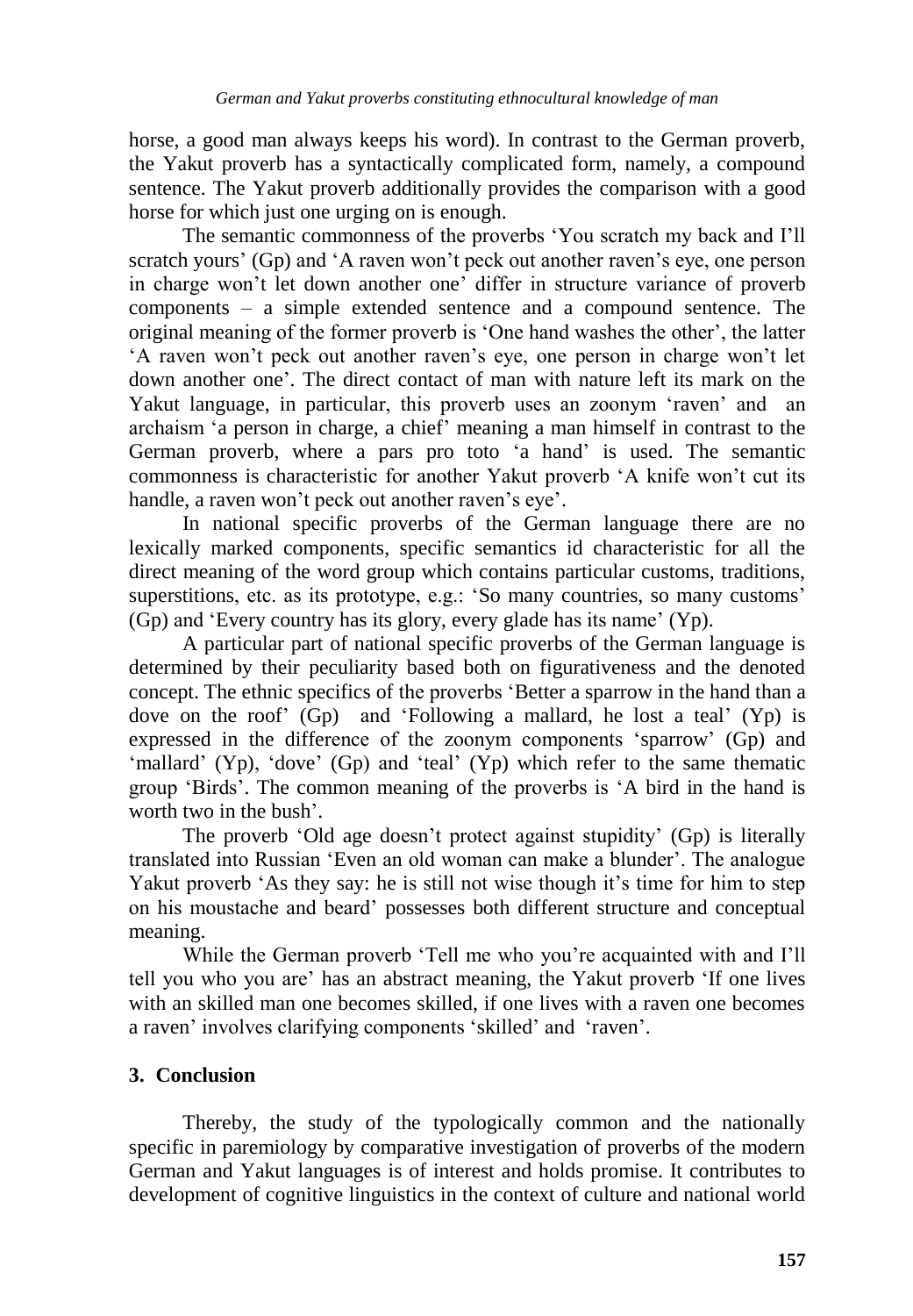horse, a good man always keeps his word). In contrast to the German proverb, the Yakut proverb has a syntactically complicated form, namely, a compound sentence. The Yakut proverb additionally provides the comparison with a good horse for which just one urging on is enough.

The semantic commonness of the proverbs 'You scratch my back and I'll scratch yours' (Gp) and 'A raven won't peck out another raven's eye, one person in charge won't let down another one' differ in structure variance of proverb components – a simple extended sentence and a compound sentence. The original meaning of the former proverb is 'One hand washes the other', the latter 'A raven won't peck out another raven's eye, one person in charge won't let down another one'. The direct contact of man with nature left its mark on the Yakut language, in particular, this proverb uses an zoonym 'raven' and an archaism 'a person in charge, a chief' meaning a man himself in contrast to the German proverb, where a pars pro toto 'a hand' is used. The semantic commonness is characteristic for another Yakut proverb 'A knife won't cut its handle, a raven won't peck out another raven's eye'.

In national specific proverbs of the German language there are no lexically marked components, specific semantics id characteristic for all the direct meaning of the word group which contains particular customs, traditions, superstitions, etc. as its prototype, e.g.: 'So many countries, so many customs' (Gp) and 'Every country has its glory, every glade has its name' (Yp).

A particular part of national specific proverbs of the German language is determined by their peculiarity based both on figurativeness and the denoted concept. The ethnic specifics of the proverbs 'Better a sparrow in the hand than a dove on the roof' (Gp) and 'Following a mallard, he lost a teal' (Yp) is expressed in the difference of the zoonym components 'sparrow' (Gp) and 'mallard' (Yp), 'dove' (Gp) and 'teal' (Yp) which refer to the same thematic group 'Birds'. The common meaning of the proverbs is 'A bird in the hand is worth two in the bush'.

The proverb 'Old age doesn't protect against stupidity' (Gp) is literally translated into Russian 'Even an old woman can make a blunder'. The analogue Yakut proverb 'As they say: he is still not wise though it's time for him to step on his moustache and beard' possesses both different structure and conceptual meaning.

While the German proverb 'Tell me who you're acquainted with and I'll tell you who you are' has an abstract meaning, the Yakut proverb 'If one lives with an skilled man one becomes skilled, if one lives with a raven one becomes a raven' involves clarifying components 'skilled' and 'raven'.

## 3. Conclusion

Thereby, the study of the typologically common and the nationally specific in paremiology by comparative investigation of proverbs of the modern German and Yakut languages is of interest and holds promise. It contributes to development of cognitive linguistics in the context of culture and national world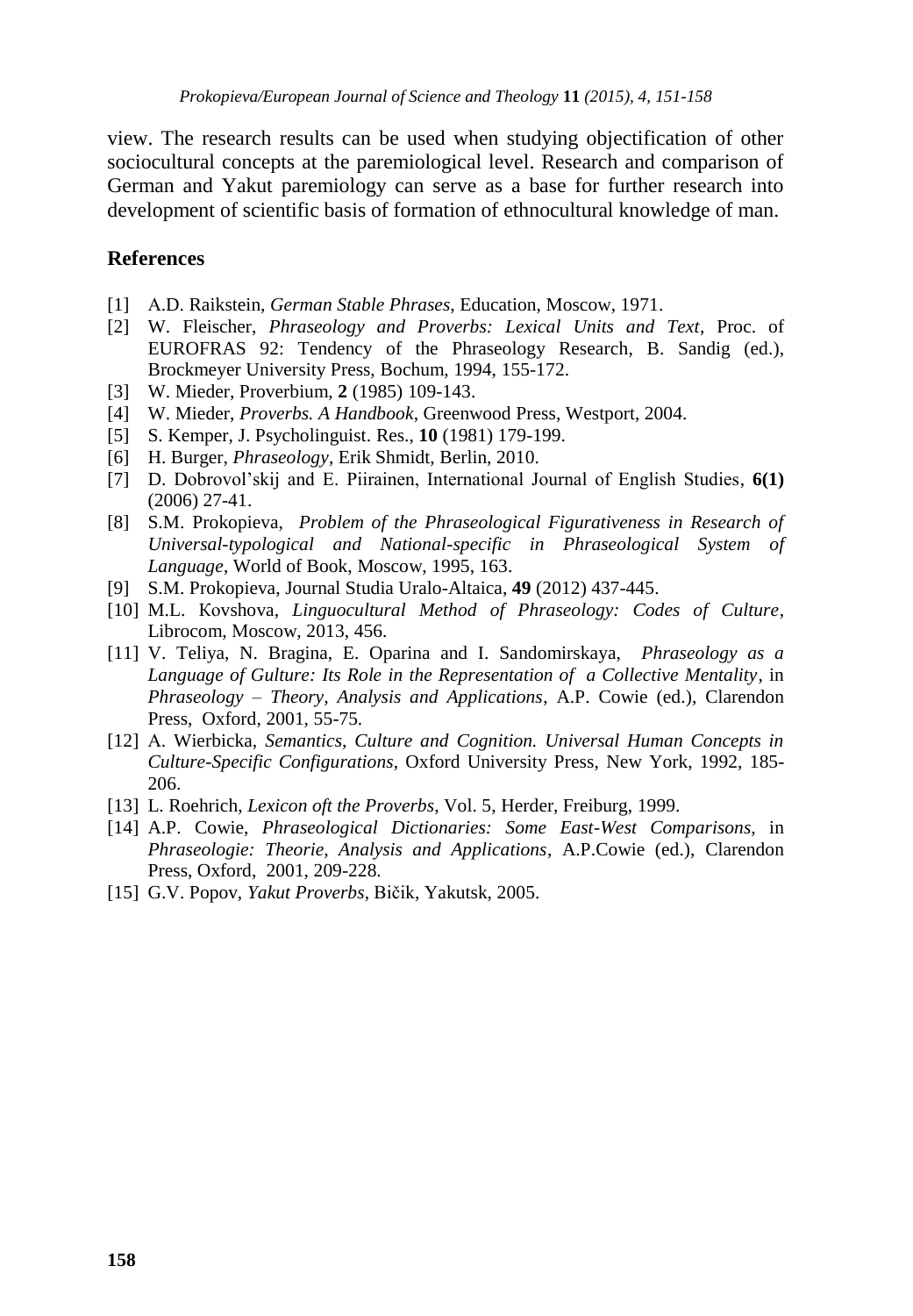view. The research results can be used when studying objectification of other sociocultural concepts at the paremiological level. Research and comparison of German and Yakut paremiology can serve as a base for further research into development of scientific basis of formation of ethnocultural knowledge of man.

## References

[1] A.D. Raikstein, *German Stable Phrases*, Education, Moscow, 1971.

[2] W. Fleischer, *Phraseology and Proverbs: Lexical Units and Text*, Proc. of EUROFRAS 92: Tendency of the Phraseology Research, B. Sandig (ed.), Brockmeyer University Press, Bochum, 1994, 155-172.

[3] W. Mieder, Proverbium, **2** (1985) 109-143.

[4] W. Mieder, *Proverbs. A Handbook*, Greenwood Press, Westport, 2004.

[5] S. Kemper, J. Psycholinguist. Res., **10** (1981) 179-199.

[6] H. Burger, *Phraseology*, Erik Shmidt, Berlin, 2010.

[7] D. Dobrovol'skij and E. Piirainen, International Journal of English Studies, **6(1)** (2006) 27-41.

[8] S.M. Prokopieva, *Problem of the Phraseological Figurativeness in Research of Universal-typological and National-specific in Phraseological System of Language*, World of Book, Moscow, 1995, 163.

[9] S.M. Prokopieva, Journal Studia Uralo-Altaica, **49** (2012) 437-445.

[10] M.L. Kovshova, *Linguocultural Method of Phraseology: Codes of Culture*, Librocom, Moscow, 2013, 456.

[11] V. Teliya, N. Bragina, E. Oparina and I. Sandomirskaya, *Phraseology as a Language of Gulture: Its Role in the Representation of a Collective Mentality*, in *Phraseology – Theory, Analysis and Applications*, A.P. Cowie (ed.), Clarendon Press, Oxford, 2001, 55-75.

[12] A. Wierbicka, *Semantics, Culture and Cognition. Universal Human Concepts in Culture-Specific Configurations*, Oxford University Press, New York, 1992, 185-206.

[13] L. Roehrich, *Lexicon oft the Proverbs*, Vol. 5, Herder, Freiburg, 1999.

[14] A.P. Cowie, *Phraseological Dictionaries: Some East-West Comparisons*, in *Phraseologie: Theorie, Analysis and Applications*, A.P.Cowie (ed.), Clarendon Press, Oxford, 2001, 209-228.

[15] G.V. Popov, *Yakut Proverbs*, Bičik, Yakutsk, 2005.